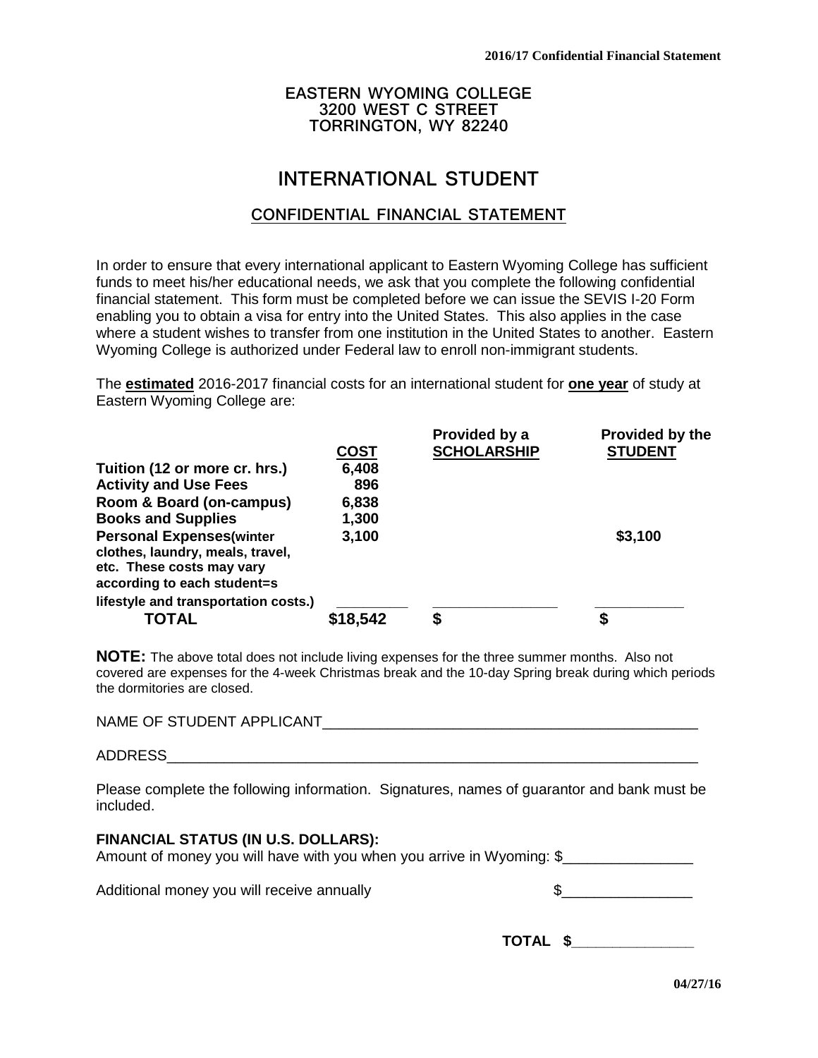EASTERN WYOMING COLLEGE
3200 WEST C STREET
TORRINGTON, WY 82240

# INTERNATIONAL STUDENT

## CONFIDENTIAL FINANCIAL STATEMENT

In order to ensure that every international applicant to Eastern Wyoming College has sufficient funds to meet his/her educational needs, we ask that you complete the following confidential financial statement. This form must be completed before we can issue the SEVIS I-20 Form enabling you to obtain a visa for entry into the United States. This also applies in the case where a student wishes to transfer from one institution in the United States to another. Eastern Wyoming College is authorized under Federal law to enroll non-immigrant students.

The **estimated** 2016-2017 financial costs for an international student for **one year** of study at Eastern Wyoming College are:

| | **COST** | **Provided by a SCHOLARSHIP** | **Provided by the STUDENT** |
|---|---|---|---|
| **Tuition (12 or more cr. hrs.)** | **6,408** | | |
| **Activity and Use Fees** | **896** | | |
| **Room & Board (on-campus)** | **6,838** | | |
| **Books and Supplies** | **1,300** | | |
| **Personal Expenses(winter clothes, laundry, meals, travel, etc. These costs may vary according to each student=s lifestyle and transportation costs.)** | **3,100** | | **$3,100** |
| **TOTAL** | **$18,542** | **$** | **$** |

**NOTE:** The above total does not include living expenses for the three summer months. Also not covered are expenses for the 4-week Christmas break and the 10-day Spring break during which periods the dormitories are closed.

NAME OF STUDENT APPLICANT_______________________________________________

ADDRESS_____________________________________________________________

Please complete the following information. Signatures, names of guarantor and bank must be included.

**FINANCIAL STATUS (IN U.S. DOLLARS):**

Amount of money you will have with you when you arrive in Wyoming: $_______________

Additional money you will receive annually $_______________

**TOTAL $_______________**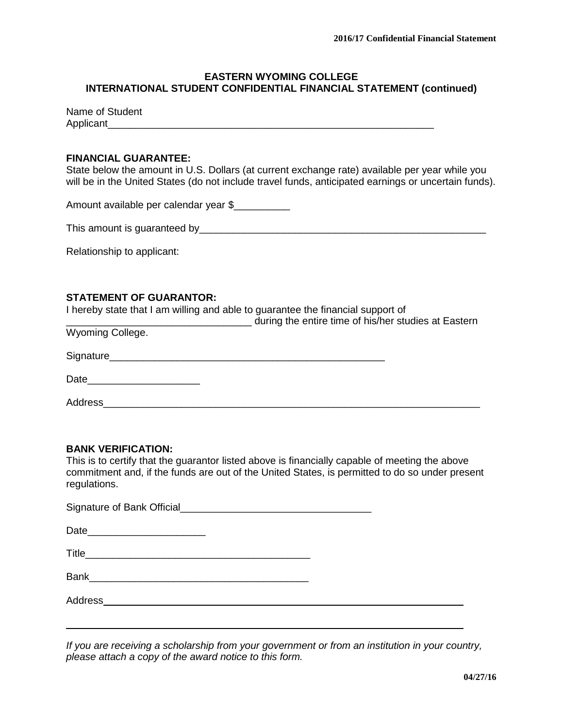**EASTERN WYOMING COLLEGE**
**INTERNATIONAL STUDENT CONFIDENTIAL FINANCIAL STATEMENT (continued)**

Name of Student Applicant_____________________________________________________________

**FINANCIAL GUARANTEE:**
State below the amount in U.S. Dollars (at current exchange rate) available per year while you will be in the United States (do not include travel funds, anticipated earnings or uncertain funds).

Amount available per calendar year $__________

This amount is guaranteed by______________________________________________________

Relationship to applicant:

**STATEMENT OF GUARANTOR:**
I hereby state that I am willing and able to guarantee the financial support of ________________________________ during the entire time of his/her studies at Eastern Wyoming College.

Signature____________________________________________________

Date____________________

Address______________________________________________________________________

**BANK VERIFICATION:**
This is to certify that the guarantor listed above is financially capable of meeting the above commitment and, if the funds are out of the United States, is permitted to do so under present regulations.

Signature of Bank Official__________________________________

Date_____________________

Title________________________________________

Bank________________________________________

Address______________________________________________________________________

______________________________________________________________________________

*If you are receiving a scholarship from your government or from an institution in your country, please attach a copy of the award notice to this form.*